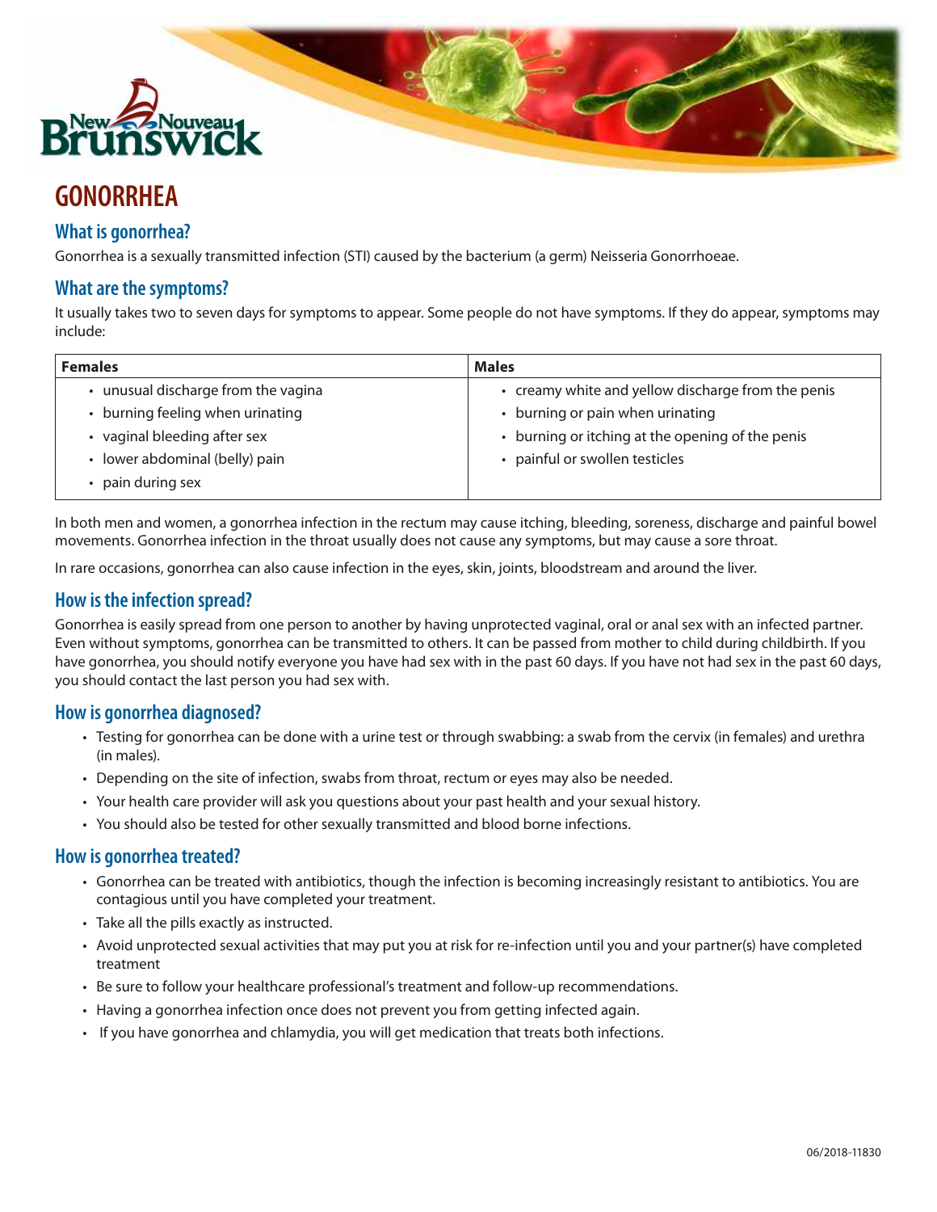# GONORRHEA

## What is gonorrhea?

Gonorrhea is a sexually transmitted infection (STI) caused by the bacterium (a germ) Neisseria Gonorrhoeae.

## What are the symptoms?

It usually takes two to seven days for symptoms to appear. Some people do not have symptoms. If they do appear, symptoms may include:

| Females | Males |
|---|---|
| • unusual discharge from the vagina<br>• burning feeling when urinating<br>• vaginal bleeding after sex<br>• lower abdominal (belly) pain<br>• pain during sex | • creamy white and yellow discharge from the penis<br>• burning or pain when urinating<br>• burning or itching at the opening of the penis<br>• painful or swollen testicles |

In both men and women, a gonorrhea infection in the rectum may cause itching, bleeding, soreness, discharge and painful bowel movements. Gonorrhea infection in the throat usually does not cause any symptoms, but may cause a sore throat.

In rare occasions, gonorrhea can also cause infection in the eyes, skin, joints, bloodstream and around the liver.

## How is the infection spread?

Gonorrhea is easily spread from one person to another by having unprotected vaginal, oral or anal sex with an infected partner. Even without symptoms, gonorrhea can be transmitted to others. It can be passed from mother to child during childbirth. If you have gonorrhea, you should notify everyone you have had sex with in the past 60 days. If you have not had sex in the past 60 days, you should contact the last person you had sex with.

## How is gonorrhea diagnosed?

- Testing for gonorrhea can be done with a urine test or through swabbing: a swab from the cervix (in females) and urethra (in males).
- Depending on the site of infection, swabs from throat, rectum or eyes may also be needed.
- Your health care provider will ask you questions about your past health and your sexual history.
- You should also be tested for other sexually transmitted and blood borne infections.

## How is gonorrhea treated?

- Gonorrhea can be treated with antibiotics, though the infection is becoming increasingly resistant to antibiotics. You are contagious until you have completed your treatment.
- Take all the pills exactly as instructed.
- Avoid unprotected sexual activities that may put you at risk for re-infection until you and your partner(s) have completed treatment
- Be sure to follow your healthcare professional's treatment and follow-up recommendations.
- Having a gonorrhea infection once does not prevent you from getting infected again.
- If you have gonorrhea and chlamydia, you will get medication that treats both infections.

06/2018-11830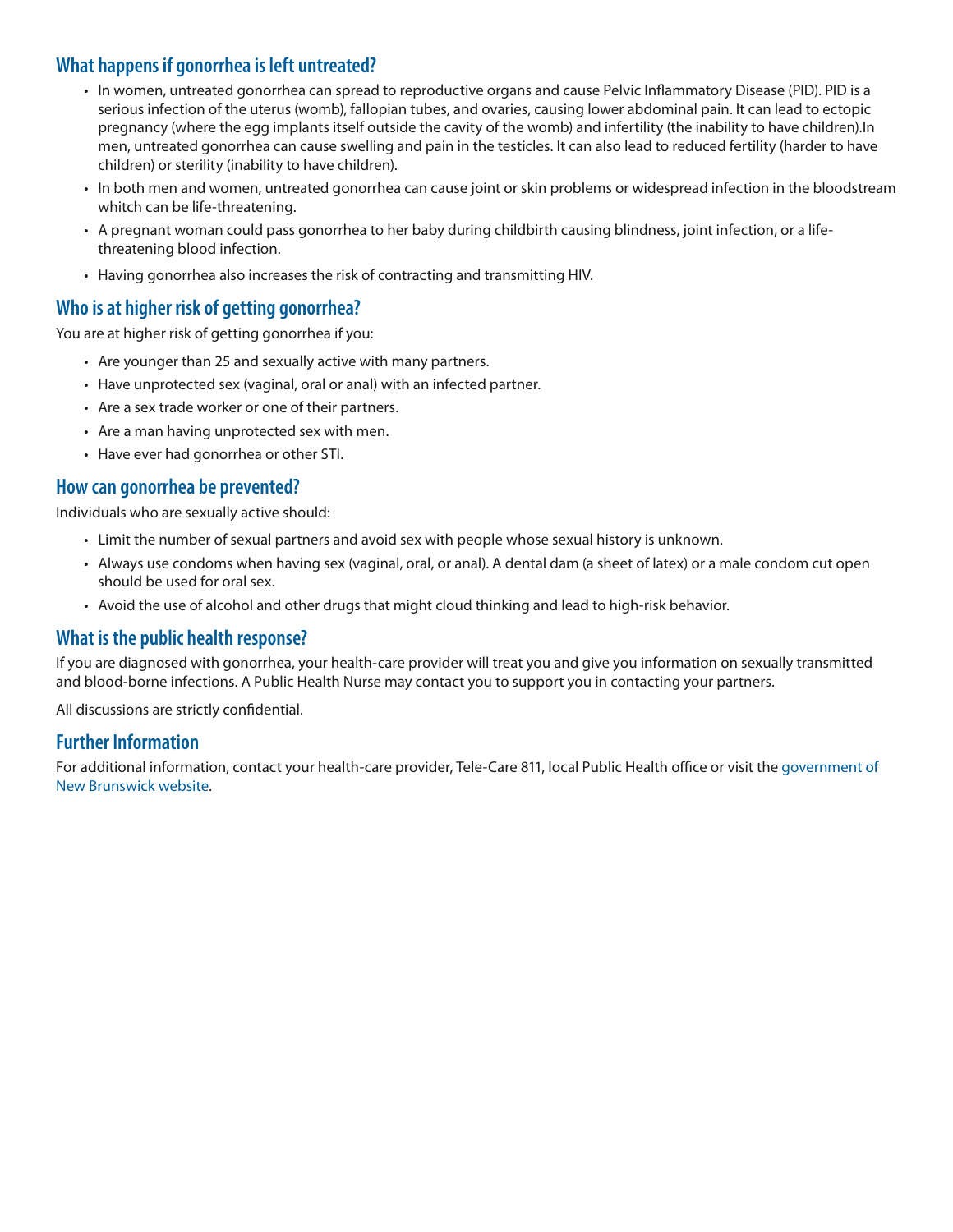## What happens if gonorrhea is left untreated?

- In women, untreated gonorrhea can spread to reproductive organs and cause Pelvic Inflammatory Disease (PID). PID is a serious infection of the uterus (womb), fallopian tubes, and ovaries, causing lower abdominal pain. It can lead to ectopic pregnancy (where the egg implants itself outside the cavity of the womb) and infertility (the inability to have children).In men, untreated gonorrhea can cause swelling and pain in the testicles. It can also lead to reduced fertility (harder to have children) or sterility (inability to have children).
- In both men and women, untreated gonorrhea can cause joint or skin problems or widespread infection in the bloodstream whitch can be life-threatening.
- A pregnant woman could pass gonorrhea to her baby during childbirth causing blindness, joint infection, or a life-threatening blood infection.
- Having gonorrhea also increases the risk of contracting and transmitting HIV.

## Who is at higher risk of getting gonorrhea?

You are at higher risk of getting gonorrhea if you:

- Are younger than 25 and sexually active with many partners.
- Have unprotected sex (vaginal, oral or anal) with an infected partner.
- Are a sex trade worker or one of their partners.
- Are a man having unprotected sex with men.
- Have ever had gonorrhea or other STI.

## How can gonorrhea be prevented?

Individuals who are sexually active should:

- Limit the number of sexual partners and avoid sex with people whose sexual history is unknown.
- Always use condoms when having sex (vaginal, oral, or anal). A dental dam (a sheet of latex) or a male condom cut open should be used for oral sex.
- Avoid the use of alcohol and other drugs that might cloud thinking and lead to high-risk behavior.

## What is the public health response?

If you are diagnosed with gonorrhea, your health-care provider will treat you and give you information on sexually transmitted and blood-borne infections. A Public Health Nurse may contact you to support you in contacting your partners.

All discussions are strictly confidential.

## Further Information

For additional information, contact your health-care provider, Tele-Care 811, local Public Health office or visit the government of New Brunswick website.